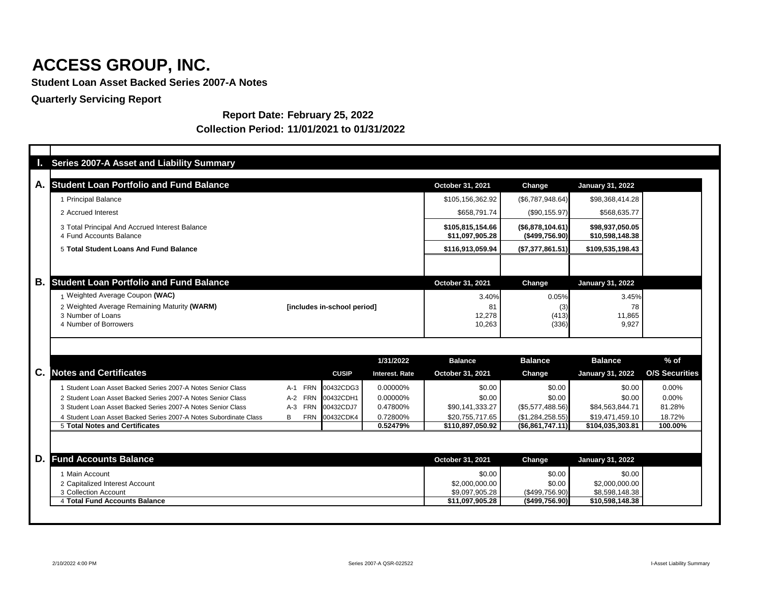# ACCESS GROUP, INC.

**Student Loan Asset Backed Series 2007-A Notes**

**Quarterly Servicing Report**

**Report Date: February 25, 2022**

**Collection Period: 11/01/2021 to 01/31/2022**

## I. Series 2007-A Asset and Liability Summary

### A. Student Loan Portfolio and Fund Balance

| | October 31, 2021 | Change | January 31, 2022 |
|---|---|---|---|
| 1 Principal Balance | $105,156,362.92 | ($6,787,948.64) | $98,368,414.28 |
| 2 Accrued Interest | $658,791.74 | ($90,155.97) | $568,635.77 |
| 3 Total Principal And Accrued Interest Balance | **$105,815,154.66** | **($6,878,104.61)** | **$98,937,050.05** |
| 4 Fund Accounts Balance | **$11,097,905.28** | **($499,756.90)** | **$10,598,148.38** |
| 5 **Total Student Loans And Fund Balance** | **$116,913,059.94** | **($7,377,861.51)** | **$109,535,198.43** |

### B. Student Loan Portfolio and Fund Balance

| | | October 31, 2021 | Change | January 31, 2022 |
|---|---|---|---|---|
| 1 Weighted Average Coupon **(WAC)** | | 3.40% | 0.05% | 3.45% |
| 2 Weighted Average Remaining Maturity **(WARM)** | **[includes in-school period]** | 81 | (3) | 78 |
| 3 Number of Loans | | 12,278 | (413) | 11,865 |
| 4 Number of Borrowers | | 10,263 | (336) | 9,927 |

### C. Notes and Certificates

| | | | CUSIP | 1/31/2022 Interest. Rate | Balance October 31, 2021 | Balance Change | Balance January 31, 2022 | % of O/S Securities |
|---|---|---|---|---|---|---|---|---|
| 1 Student Loan Asset Backed Series 2007-A Notes Senior Class | A-1 | FRN | 00432CDG3 | 0.00000% | $0.00 | $0.00 | $0.00 | 0.00% |
| 2 Student Loan Asset Backed Series 2007-A Notes Senior Class | A-2 | FRN | 00432CDH1 | 0.00000% | $0.00 | $0.00 | $0.00 | 0.00% |
| 3 Student Loan Asset Backed Series 2007-A Notes Senior Class | A-3 | FRN | 00432CDJ7 | 0.47800% | $90,141,333.27 | ($5,577,488.56) | $84,563,844.71 | 81.28% |
| 4 Student Loan Asset Backed Series 2007-A Notes Subordinate Class | B | FRN | 00432CDK4 | 0.72800% | $20,755,717.65 | ($1,284,258.55) | $19,471,459.10 | 18.72% |
| 5 **Total Notes and Certificates** | | | | **0.52479%** | **$110,897,050.92** | **($6,861,747.11)** | **$104,035,303.81** | **100.00%** |

### D. Fund Accounts Balance

| | October 31, 2021 | Change | January 31, 2022 |
|---|---|---|---|
| 1 Main Account | $0.00 | $0.00 | $0.00 |
| 2 Capitalized Interest Account | $2,000,000.00 | $0.00 | $2,000,000.00 |
| 3 Collection Account | $9,097,905.28 | ($499,756.90) | $8,598,148.38 |
| 4 **Total Fund Accounts Balance** | **$11,097,905.28** | **($499,756.90)** | **$10,598,148.38** |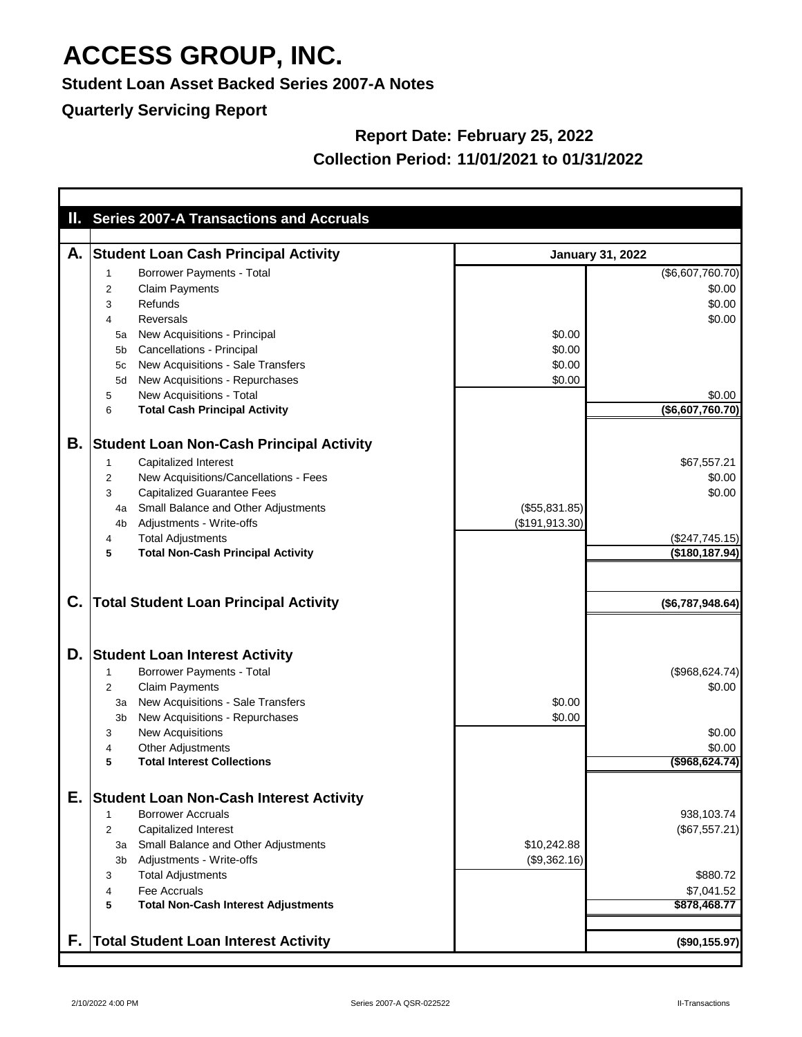# ACCESS GROUP, INC.

**Student Loan Asset Backed Series 2007-A Notes**

**Quarterly Servicing Report**

**Report Date: February 25, 2022**

**Collection Period: 11/01/2021 to 01/31/2022**

## II. Series 2007-A Transactions and Accruals

| | | | January 31, 2022 | |
|---|---|---|---|---|
| **A.** | **Student Loan Cash Principal Activity** | | | |
| | 1 | Borrower Payments - Total | | ($6,607,760.70) |
| | 2 | Claim Payments | | $0.00 |
| | 3 | Refunds | | $0.00 |
| | 4 | Reversals | | $0.00 |
| | 5a | New Acquisitions - Principal | $0.00 | |
| | 5b | Cancellations - Principal | $0.00 | |
| | 5c | New Acquisitions - Sale Transfers | $0.00 | |
| | 5d | New Acquisitions - Repurchases | $0.00 | |
| | 5 | New Acquisitions - Total | | $0.00 |
| | 6 | **Total Cash Principal Activity** | | **($6,607,760.70)** |
| **B.** | **Student Loan Non-Cash Principal Activity** | | | |
| | 1 | Capitalized Interest | | $67,557.21 |
| | 2 | New Acquisitions/Cancellations - Fees | | $0.00 |
| | 3 | Capitalized Guarantee Fees | | $0.00 |
| | 4a | Small Balance and Other Adjustments | ($55,831.85) | |
| | 4b | Adjustments - Write-offs | ($191,913.30) | |
| | 4 | Total Adjustments | | ($247,745.15) |
| | **5** | **Total Non-Cash Principal Activity** | | **($180,187.94)** |
| **C.** | **Total Student Loan Principal Activity** | | | **($6,787,948.64)** |
| **D.** | **Student Loan Interest Activity** | | | |
| | 1 | Borrower Payments - Total | | ($968,624.74) |
| | 2 | Claim Payments | | $0.00 |
| | 3a | New Acquisitions - Sale Transfers | $0.00 | |
| | 3b | New Acquisitions - Repurchases | $0.00 | |
| | 3 | New Acquisitions | | $0.00 |
| | 4 | Other Adjustments | | $0.00 |
| | **5** | **Total Interest Collections** | | **($968,624.74)** |
| **E.** | **Student Loan Non-Cash Interest Activity** | | | |
| | 1 | Borrower Accruals | | 938,103.74 |
| | 2 | Capitalized Interest | | ($67,557.21) |
| | 3a | Small Balance and Other Adjustments | $10,242.88 | |
| | 3b | Adjustments - Write-offs | ($9,362.16) | |
| | 3 | Total Adjustments | | $880.72 |
| | 4 | Fee Accruals | | $7,041.52 |
| | **5** | **Total Non-Cash Interest Adjustments** | | **$878,468.77** |
| **F.** | **Total Student Loan Interest Activity** | | | **($90,155.97)** |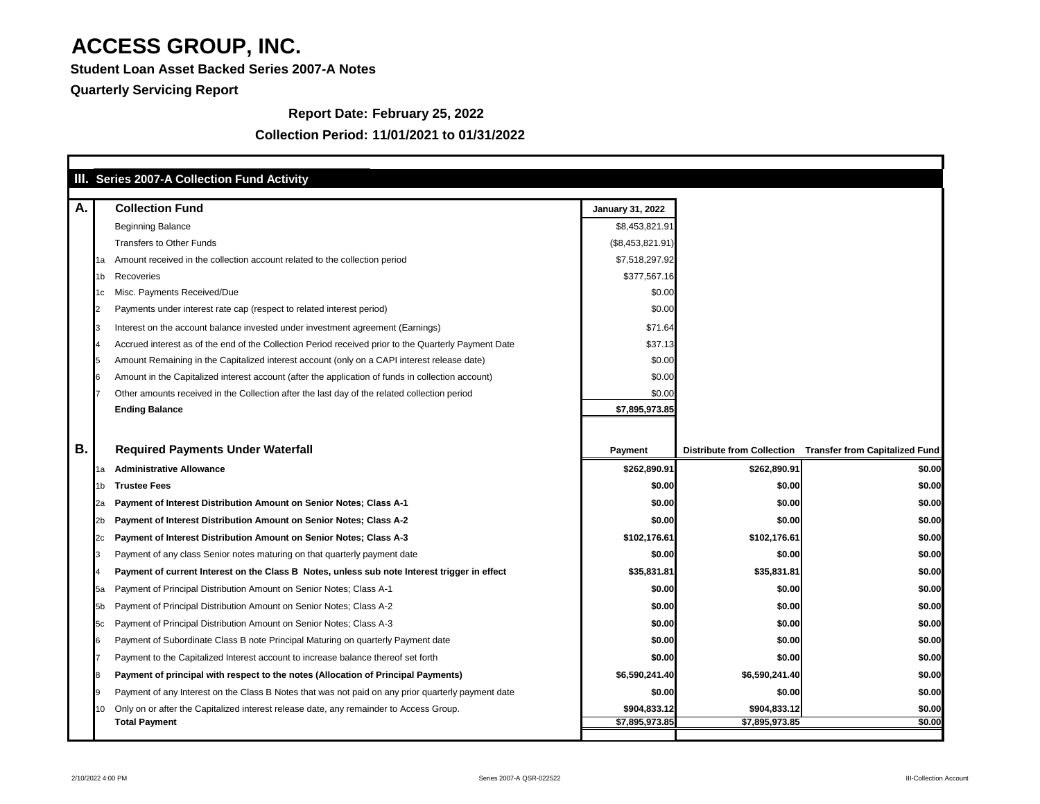# ACCESS GROUP, INC.

**Student Loan Asset Backed Series 2007-A Notes**

**Quarterly Servicing Report**

**Report Date: February 25, 2022**

**Collection Period: 11/01/2021 to 01/31/2022**

## III. Series 2007-A Collection Fund Activity

| | | | |
|---|---|---|---|
| **A.** | | **Collection Fund** | **January 31, 2022** |
| | | Beginning Balance | $8,453,821.91 |
| | | Transfers to Other Funds | ($8,453,821.91) |
| | 1a | Amount received in the collection account related to the collection period | $7,518,297.92 |
| | 1b | Recoveries | $377,567.16 |
| | 1c | Misc. Payments Received/Due | $0.00 |
| | 2 | Payments under interest rate cap (respect to related interest period) | $0.00 |
| | 3 | Interest on the account balance invested under investment agreement (Earnings) | $71.64 |
| | 4 | Accrued interest as of the end of the Collection Period received prior to the Quarterly Payment Date | $37.13 |
| | 5 | Amount Remaining in the Capitalized interest account (only on a CAPI interest release date) | $0.00 |
| | 6 | Amount in the Capitalized interest account (after the application of funds in collection account) | $0.00 |
| | 7 | Other amounts received in the Collection after the last day of the related collection period | $0.00 |
| | | **Ending Balance** | **$7,895,973.85** |

| | | | | | |
|---|---|---|---|---|---|
| **B.** | | **Required Payments Under Waterfall** | **Payment** | **Distribute from Collection** | **Transfer from Capitalized Fund** |
| | 1a | **Administrative Allowance** | **$262,890.91** | **$262,890.91** | **$0.00** |
| | 1b | **Trustee Fees** | **$0.00** | **$0.00** | **$0.00** |
| | 2a | **Payment of Interest Distribution Amount on Senior Notes; Class A-1** | **$0.00** | **$0.00** | **$0.00** |
| | 2b | **Payment of Interest Distribution Amount on Senior Notes; Class A-2** | **$0.00** | **$0.00** | **$0.00** |
| | 2c | **Payment of Interest Distribution Amount on Senior Notes; Class A-3** | **$102,176.61** | **$102,176.61** | **$0.00** |
| | 3 | Payment of any class Senior notes maturing on that quarterly payment date | **$0.00** | **$0.00** | **$0.00** |
| | 4 | **Payment of current Interest on the Class B Notes, unless sub note Interest trigger in effect** | **$35,831.81** | **$35,831.81** | **$0.00** |
| | 5a | Payment of Principal Distribution Amount on Senior Notes; Class A-1 | **$0.00** | **$0.00** | **$0.00** |
| | 5b | Payment of Principal Distribution Amount on Senior Notes; Class A-2 | **$0.00** | **$0.00** | **$0.00** |
| | 5c | Payment of Principal Distribution Amount on Senior Notes; Class A-3 | **$0.00** | **$0.00** | **$0.00** |
| | 6 | Payment of Subordinate Class B note Principal Maturing on quarterly Payment date | **$0.00** | **$0.00** | **$0.00** |
| | 7 | Payment to the Capitalized Interest account to increase balance thereof set forth | **$0.00** | **$0.00** | **$0.00** |
| | 8 | **Payment of principal with respect to the notes (Allocation of Principal Payments)** | **$6,590,241.40** | **$6,590,241.40** | **$0.00** |
| | 9 | Payment of any Interest on the Class B Notes that was not paid on any prior quarterly payment date | **$0.00** | **$0.00** | **$0.00** |
| | 10 | Only on or after the Capitalized interest release date, any remainder to Access Group. | **$904,833.12** | **$904,833.12** | **$0.00** |
| | | **Total Payment** | **$7,895,973.85** | **$7,895,973.85** | **$0.00** |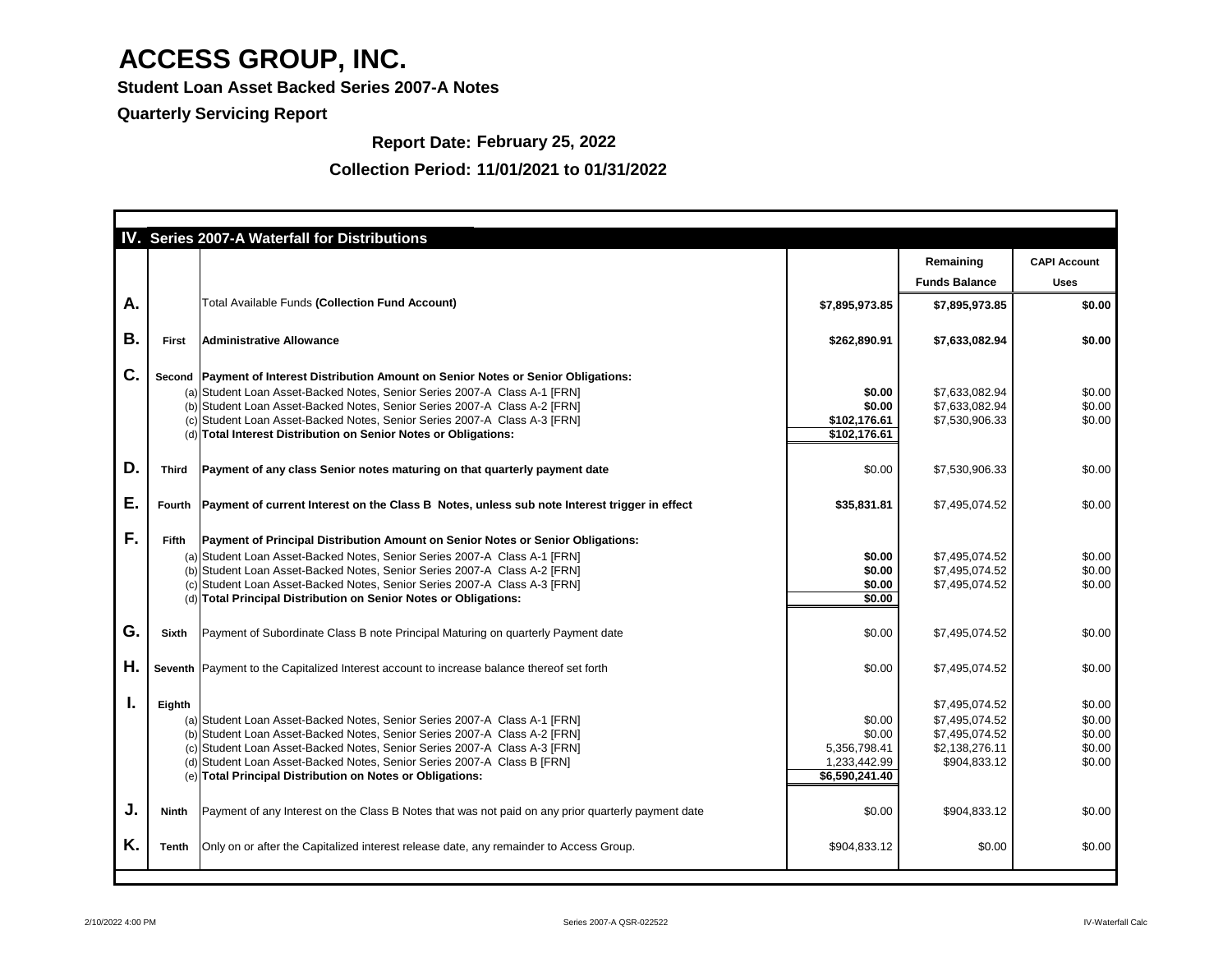# ACCESS GROUP, INC.

**Student Loan Asset Backed Series 2007-A Notes**

**Quarterly Servicing Report**

**Report Date: February 25, 2022**

**Collection Period: 11/01/2021 to 01/31/2022**

## IV. Series 2007-A Waterfall for Distributions

| | | | | Remaining Funds Balance | CAPI Account Uses |
|---|---|---|---|---|---|
| **A.** | | Total Available Funds **(Collection Fund Account)** | **$7,895,973.85** | **$7,895,973.85** | **$0.00** |
| **B.** | **First** | **Administrative Allowance** | **$262,890.91** | **$7,633,082.94** | **$0.00** |
| **C.** | **Second** | **Payment of Interest Distribution Amount on Senior Notes or Senior Obligations:** | | | |
| | (a) | Student Loan Asset-Backed Notes, Senior Series 2007-A Class A-1 [FRN] | **$0.00** | $7,633,082.94 | $0.00 |
| | (b) | Student Loan Asset-Backed Notes, Senior Series 2007-A Class A-2 [FRN] | **$0.00** | $7,633,082.94 | $0.00 |
| | (c) | Student Loan Asset-Backed Notes, Senior Series 2007-A Class A-3 [FRN] | **$102,176.61** | $7,530,906.33 | $0.00 |
| | (d) | **Total Interest Distribution on Senior Notes or Obligations:** | **$102,176.61** | | |
| **D.** | **Third** | **Payment of any class Senior notes maturing on that quarterly payment date** | $0.00 | $7,530,906.33 | $0.00 |
| **E.** | **Fourth** | **Payment of current Interest on the Class B Notes, unless sub note Interest trigger in effect** | **$35,831.81** | $7,495,074.52 | $0.00 |
| **F.** | **Fifth** | **Payment of Principal Distribution Amount on Senior Notes or Senior Obligations:** | | | |
| | (a) | Student Loan Asset-Backed Notes, Senior Series 2007-A Class A-1 [FRN] | **$0.00** | $7,495,074.52 | $0.00 |
| | (b) | Student Loan Asset-Backed Notes, Senior Series 2007-A Class A-2 [FRN] | **$0.00** | $7,495,074.52 | $0.00 |
| | (c) | Student Loan Asset-Backed Notes, Senior Series 2007-A Class A-3 [FRN] | **$0.00** | $7,495,074.52 | $0.00 |
| | (d) | **Total Principal Distribution on Senior Notes or Obligations:** | **$0.00** | | |
| **G.** | **Sixth** | Payment of Subordinate Class B note Principal Maturing on quarterly Payment date | $0.00 | $7,495,074.52 | $0.00 |
| **H.** | **Seventh** | Payment to the Capitalized Interest account to increase balance thereof set forth | $0.00 | $7,495,074.52 | $0.00 |
| **I.** | **Eighth** | | | $7,495,074.52 | $0.00 |
| | (a) | Student Loan Asset-Backed Notes, Senior Series 2007-A Class A-1 [FRN] | $0.00 | $7,495,074.52 | $0.00 |
| | (b) | Student Loan Asset-Backed Notes, Senior Series 2007-A Class A-2 [FRN] | $0.00 | $7,495,074.52 | $0.00 |
| | (c) | Student Loan Asset-Backed Notes, Senior Series 2007-A Class A-3 [FRN] | 5,356,798.41 | $2,138,276.11 | $0.00 |
| | (d) | Student Loan Asset-Backed Notes, Senior Series 2007-A Class B [FRN] | 1,233,442.99 | $904,833.12 | $0.00 |
| | (e) | **Total Principal Distribution on Notes or Obligations:** | **$6,590,241.40** | | |
| **J.** | **Ninth** | Payment of any Interest on the Class B Notes that was not paid on any prior quarterly payment date | $0.00 | $904,833.12 | $0.00 |
| **K.** | **Tenth** | Only on or after the Capitalized interest release date, any remainder to Access Group. | $904,833.12 | $0.00 | $0.00 |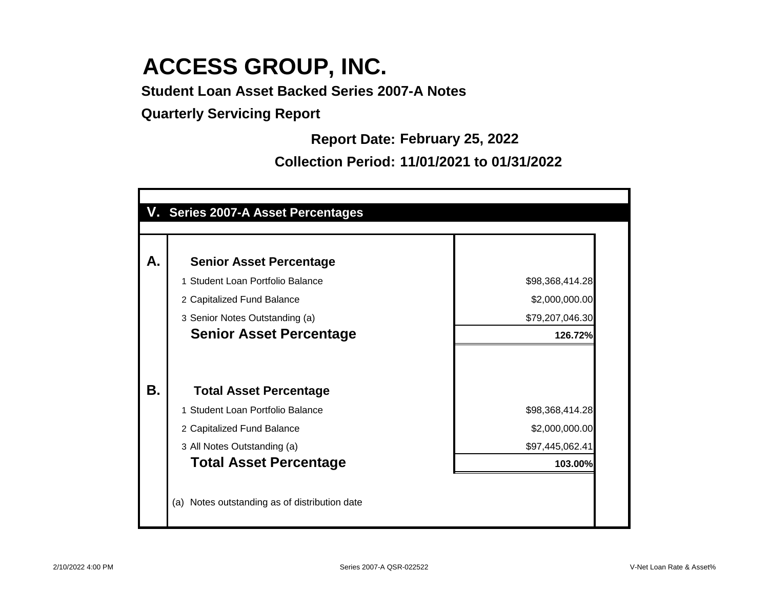# ACCESS GROUP, INC.

**Student Loan Asset Backed Series 2007-A Notes**

**Quarterly Servicing Report**

**Report Date: February 25, 2022**

**Collection Period: 11/01/2021 to 01/31/2022**

## V. Series 2007-A Asset Percentages

| | | |
|---|---|---|
| **A.** | **Senior Asset Percentage** | |
| | 1 Student Loan Portfolio Balance | $98,368,414.28 |
| | 2 Capitalized Fund Balance | $2,000,000.00 |
| | 3 Senior Notes Outstanding (a) | $79,207,046.30 |
| | **Senior Asset Percentage** | **126.72%** |
| **B.** | **Total Asset Percentage** | |
| | 1 Student Loan Portfolio Balance | $98,368,414.28 |
| | 2 Capitalized Fund Balance | $2,000,000.00 |
| | 3 All Notes Outstanding (a) | $97,445,062.41 |
| | **Total Asset Percentage** | **103.00%** |

(a) Notes outstanding as of distribution date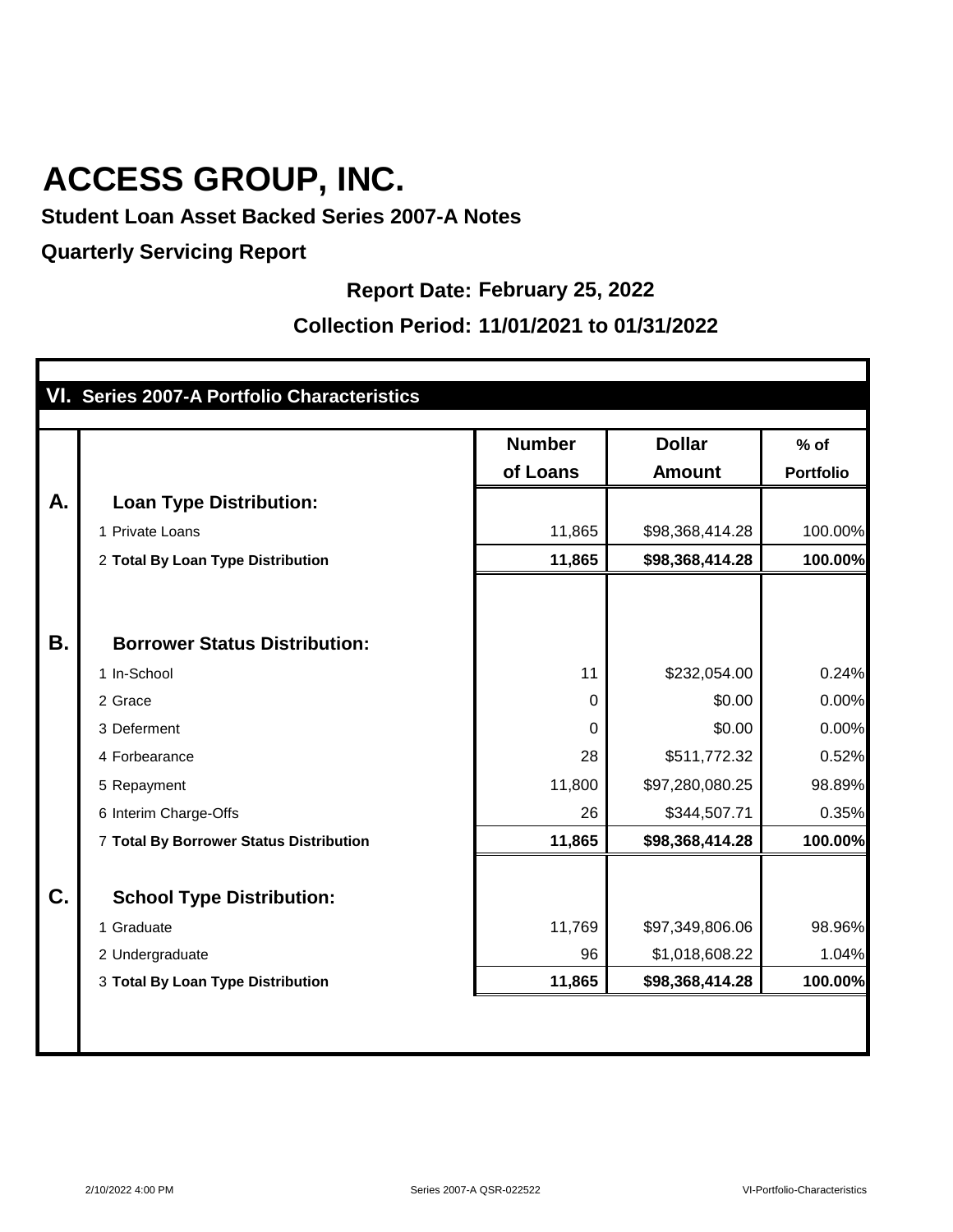# ACCESS GROUP, INC.

**Student Loan Asset Backed Series 2007-A Notes**

**Quarterly Servicing Report**

**Report Date: February 25, 2022**

**Collection Period: 11/01/2021 to 01/31/2022**

## VI. Series 2007-A Portfolio Characteristics

| | | Number of Loans | Dollar Amount | % of Portfolio |
|---|---|---|---|---|
| **A.** | **Loan Type Distribution:** | | | |
| | 1 Private Loans | 11,865 | $98,368,414.28 | 100.00% |
| | 2 **Total By Loan Type Distribution** | **11,865** | **$98,368,414.28** | **100.00%** |
| **B.** | **Borrower Status Distribution:** | | | |
| | 1 In-School | 11 | $232,054.00 | 0.24% |
| | 2 Grace | 0 | $0.00 | 0.00% |
| | 3 Deferment | 0 | $0.00 | 0.00% |
| | 4 Forbearance | 28 | $511,772.32 | 0.52% |
| | 5 Repayment | 11,800 | $97,280,080.25 | 98.89% |
| | 6 Interim Charge-Offs | 26 | $344,507.71 | 0.35% |
| | 7 **Total By Borrower Status Distribution** | **11,865** | **$98,368,414.28** | **100.00%** |
| **C.** | **School Type Distribution:** | | | |
| | 1 Graduate | 11,769 | $97,349,806.06 | 98.96% |
| | 2 Undergraduate | 96 | $1,018,608.22 | 1.04% |
| | 3 **Total By Loan Type Distribution** | **11,865** | **$98,368,414.28** | **100.00%** |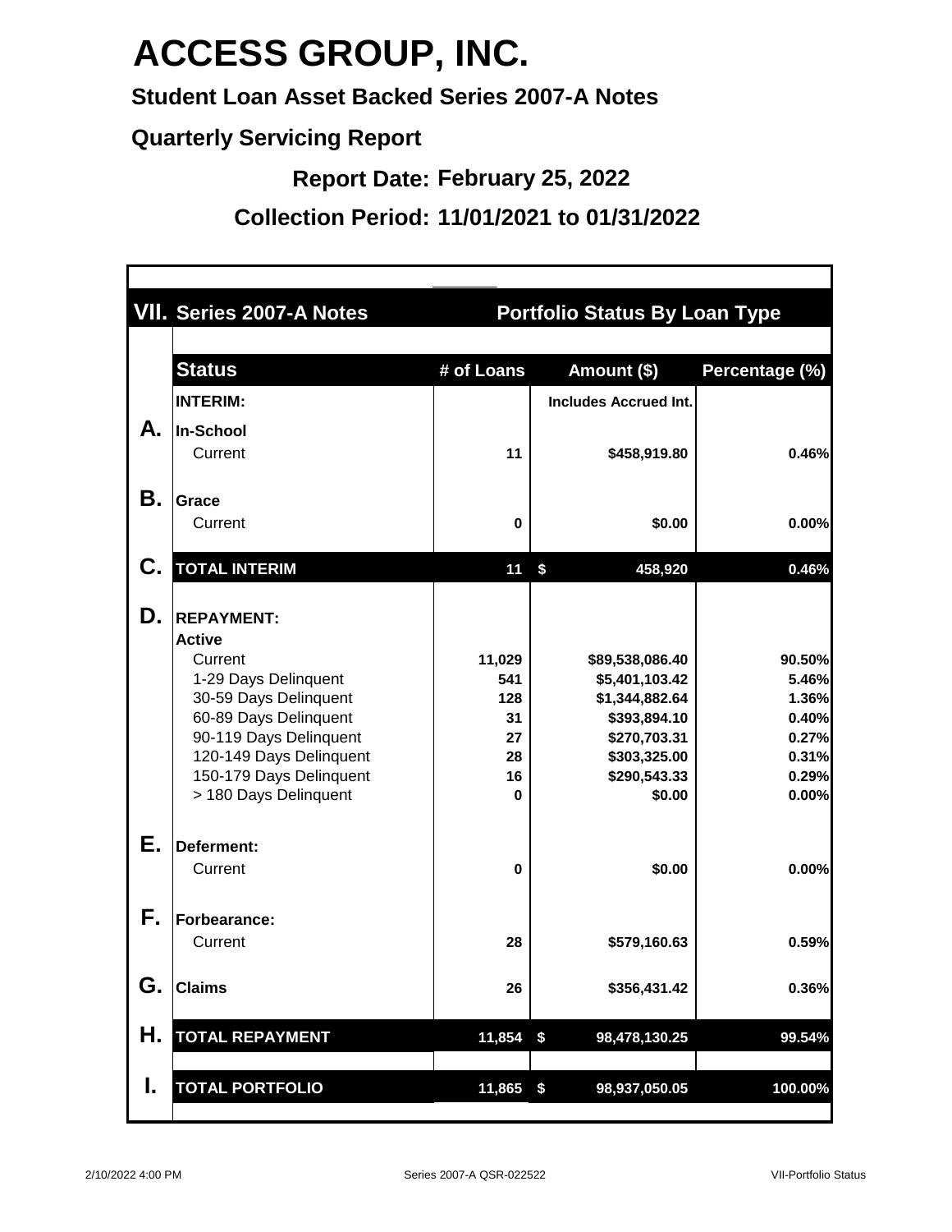# ACCESS GROUP, INC.

**Student Loan Asset Backed Series 2007-A Notes**

**Quarterly Servicing Report**

**Report Date: February 25, 2022**

**Collection Period: 11/01/2021 to 01/31/2022**

## VII. Series 2007-A Notes — Portfolio Status By Loan Type

| | Status | # of Loans | Amount ($) | Percentage (%) |
|---|---|---|---|---|
| | **INTERIM:** | | **Includes Accrued Int.** | |
| **A.** | **In-School** | | | |
| | Current | 11 | $458,919.80 | 0.46% |
| **B.** | **Grace** | | | |
| | Current | 0 | $0.00 | 0.00% |
| **C.** | **TOTAL INTERIM** | 11 | $ 458,920 | 0.46% |
| **D.** | **REPAYMENT:** | | | |
| | **Active** | | | |
| | Current | 11,029 | $89,538,086.40 | 90.50% |
| | 1-29 Days Delinquent | 541 | $5,401,103.42 | 5.46% |
| | 30-59 Days Delinquent | 128 | $1,344,882.64 | 1.36% |
| | 60-89 Days Delinquent | 31 | $393,894.10 | 0.40% |
| | 90-119 Days Delinquent | 27 | $270,703.31 | 0.27% |
| | 120-149 Days Delinquent | 28 | $303,325.00 | 0.31% |
| | 150-179 Days Delinquent | 16 | $290,543.33 | 0.29% |
| | > 180 Days Delinquent | 0 | $0.00 | 0.00% |
| **E.** | **Deferment:** | | | |
| | Current | 0 | $0.00 | 0.00% |
| **F.** | **Forbearance:** | | | |
| | Current | 28 | $579,160.63 | 0.59% |
| **G.** | **Claims** | 26 | $356,431.42 | 0.36% |
| **H.** | **TOTAL REPAYMENT** | 11,854 | $ 98,478,130.25 | 99.54% |
| **I.** | **TOTAL PORTFOLIO** | 11,865 | $ 98,937,050.05 | 100.00% |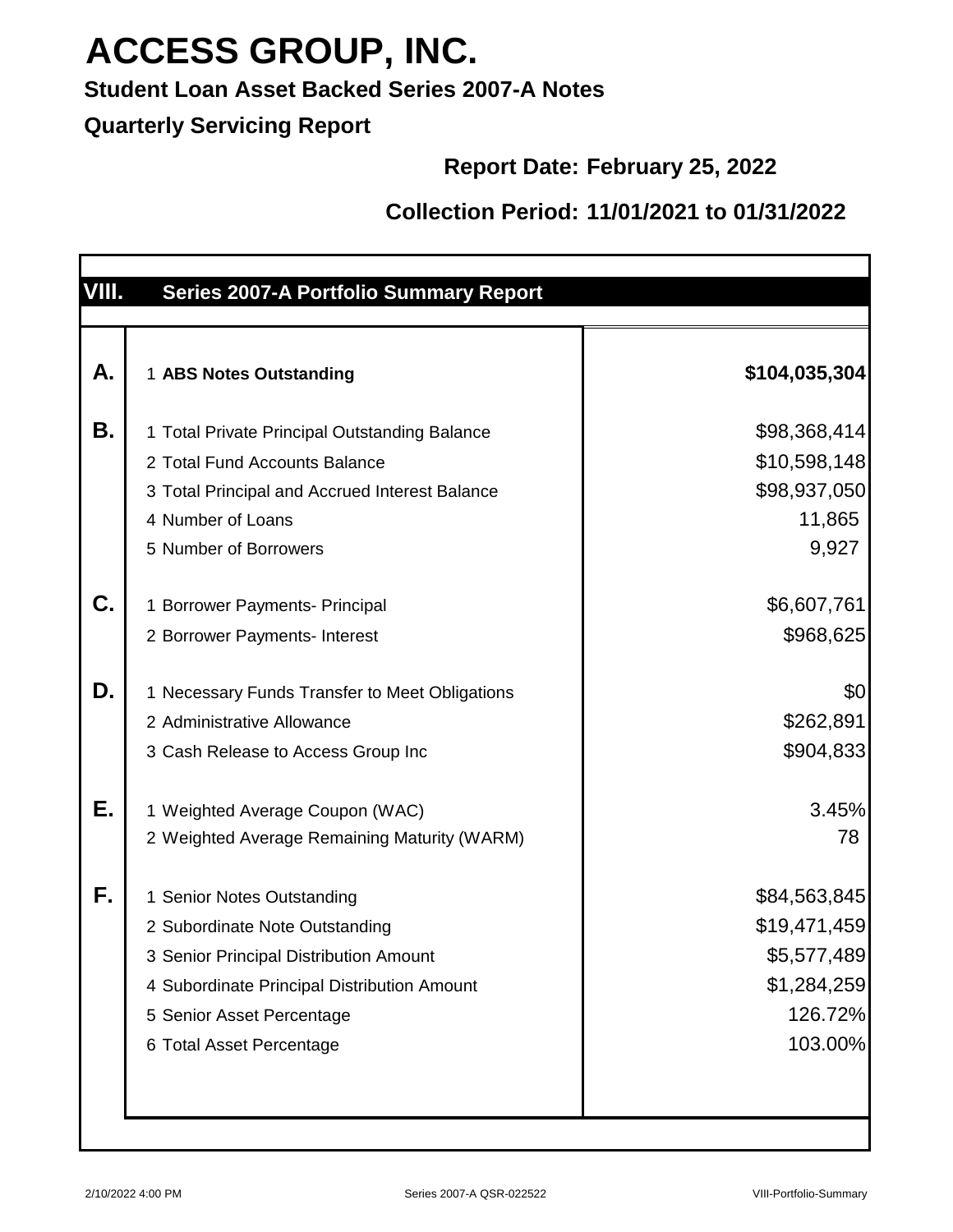# ACCESS GROUP, INC.

**Student Loan Asset Backed Series 2007-A Notes**

**Quarterly Servicing Report**

**Report Date: February 25, 2022**

**Collection Period: 11/01/2021 to 01/31/2022**

## VIII. Series 2007-A Portfolio Summary Report

| | | |
|---|---|---|
| **A.** | 1 **ABS Notes Outstanding** | **$104,035,304** |
| **B.** | 1 Total Private Principal Outstanding Balance | $98,368,414 |
| | 2 Total Fund Accounts Balance | $10,598,148 |
| | 3 Total Principal and Accrued Interest Balance | $98,937,050 |
| | 4 Number of Loans | 11,865 |
| | 5 Number of Borrowers | 9,927 |
| **C.** | 1 Borrower Payments- Principal | $6,607,761 |
| | 2 Borrower Payments- Interest | $968,625 |
| **D.** | 1 Necessary Funds Transfer to Meet Obligations | $0 |
| | 2 Administrative Allowance | $262,891 |
| | 3 Cash Release to Access Group Inc | $904,833 |
| **E.** | 1 Weighted Average Coupon (WAC) | 3.45% |
| | 2 Weighted Average Remaining Maturity (WARM) | 78 |
| **F.** | 1 Senior Notes Outstanding | $84,563,845 |
| | 2 Subordinate Note Outstanding | $19,471,459 |
| | 3 Senior Principal Distribution Amount | $5,577,489 |
| | 4 Subordinate Principal Distribution Amount | $1,284,259 |
| | 5 Senior Asset Percentage | 126.72% |
| | 6 Total Asset Percentage | 103.00% |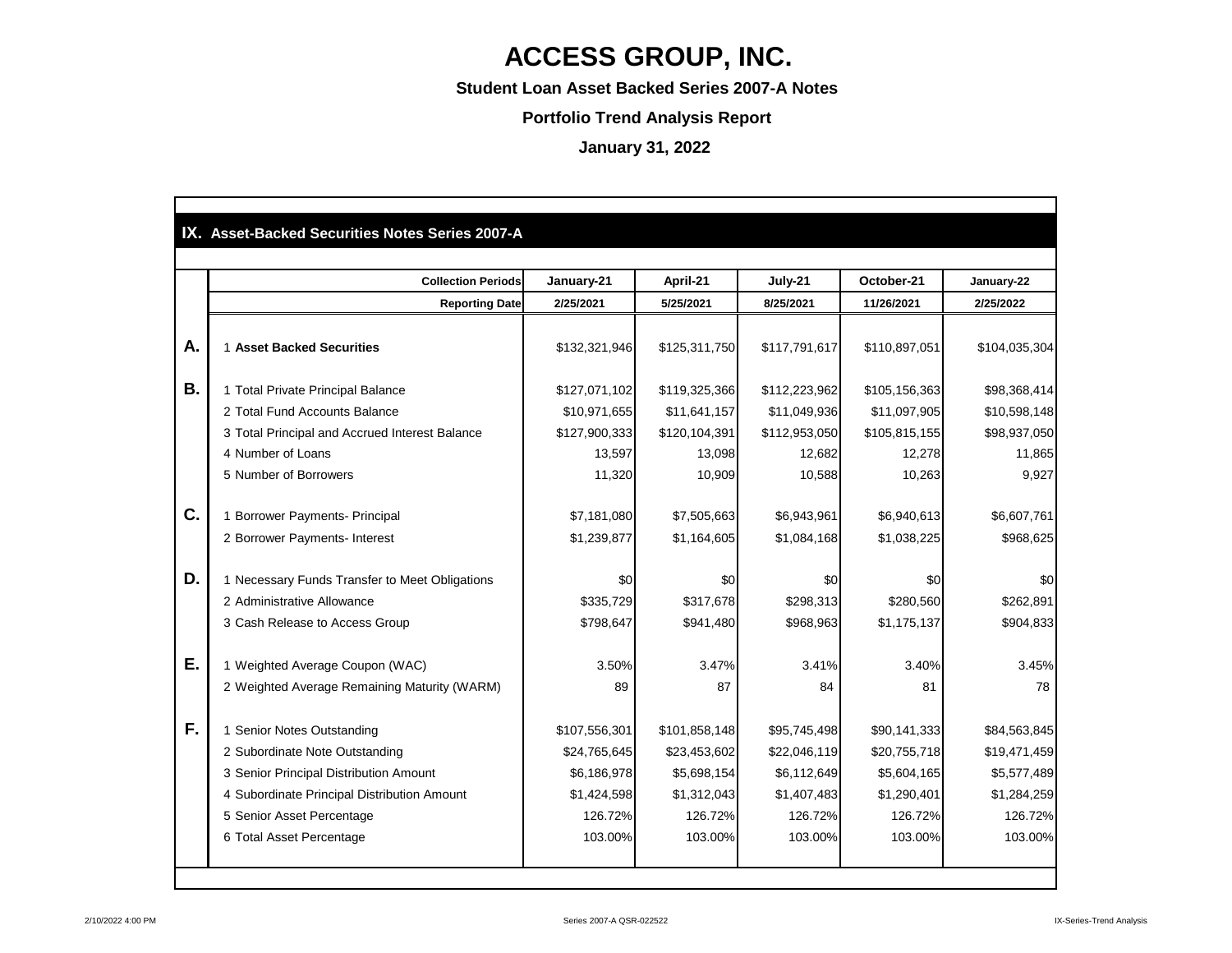# ACCESS GROUP, INC.

**Student Loan Asset Backed Series 2007-A Notes**

**Portfolio Trend Analysis Report**

**January 31, 2022**

## IX. Asset-Backed Securities Notes Series 2007-A

| | **Collection Periods** | **January-21** | **April-21** | **July-21** | **October-21** | **January-22** |
|---|---|---|---|---|---|---|
| | **Reporting Date** | **2/25/2021** | **5/25/2021** | **8/25/2021** | **11/26/2021** | **2/25/2022** |
| **A.** | 1 **Asset Backed Securities** | $132,321,946 | $125,311,750 | $117,791,617 | $110,897,051 | $104,035,304 |
| **B.** | 1 Total Private Principal Balance | $127,071,102 | $119,325,366 | $112,223,962 | $105,156,363 | $98,368,414 |
| | 2 Total Fund Accounts Balance | $10,971,655 | $11,641,157 | $11,049,936 | $11,097,905 | $10,598,148 |
| | 3 Total Principal and Accrued Interest Balance | $127,900,333 | $120,104,391 | $112,953,050 | $105,815,155 | $98,937,050 |
| | 4 Number of Loans | 13,597 | 13,098 | 12,682 | 12,278 | 11,865 |
| | 5 Number of Borrowers | 11,320 | 10,909 | 10,588 | 10,263 | 9,927 |
| **C.** | 1 Borrower Payments- Principal | $7,181,080 | $7,505,663 | $6,943,961 | $6,940,613 | $6,607,761 |
| | 2 Borrower Payments- Interest | $1,239,877 | $1,164,605 | $1,084,168 | $1,038,225 | $968,625 |
| **D.** | 1 Necessary Funds Transfer to Meet Obligations | $0 | $0 | $0 | $0 | $0 |
| | 2 Administrative Allowance | $335,729 | $317,678 | $298,313 | $280,560 | $262,891 |
| | 3 Cash Release to Access Group | $798,647 | $941,480 | $968,963 | $1,175,137 | $904,833 |
| **E.** | 1 Weighted Average Coupon (WAC) | 3.50% | 3.47% | 3.41% | 3.40% | 3.45% |
| | 2 Weighted Average Remaining Maturity (WARM) | 89 | 87 | 84 | 81 | 78 |
| **F.** | 1 Senior Notes Outstanding | $107,556,301 | $101,858,148 | $95,745,498 | $90,141,333 | $84,563,845 |
| | 2 Subordinate Note Outstanding | $24,765,645 | $23,453,602 | $22,046,119 | $20,755,718 | $19,471,459 |
| | 3 Senior Principal Distribution Amount | $6,186,978 | $5,698,154 | $6,112,649 | $5,604,165 | $5,577,489 |
| | 4 Subordinate Principal Distribution Amount | $1,424,598 | $1,312,043 | $1,407,483 | $1,290,401 | $1,284,259 |
| | 5 Senior Asset Percentage | 126.72% | 126.72% | 126.72% | 126.72% | 126.72% |
| | 6 Total Asset Percentage | 103.00% | 103.00% | 103.00% | 103.00% | 103.00% |

2/10/2022 4:00 PM Series 2007-A QSR-022522 IX-Series-Trend Analysis